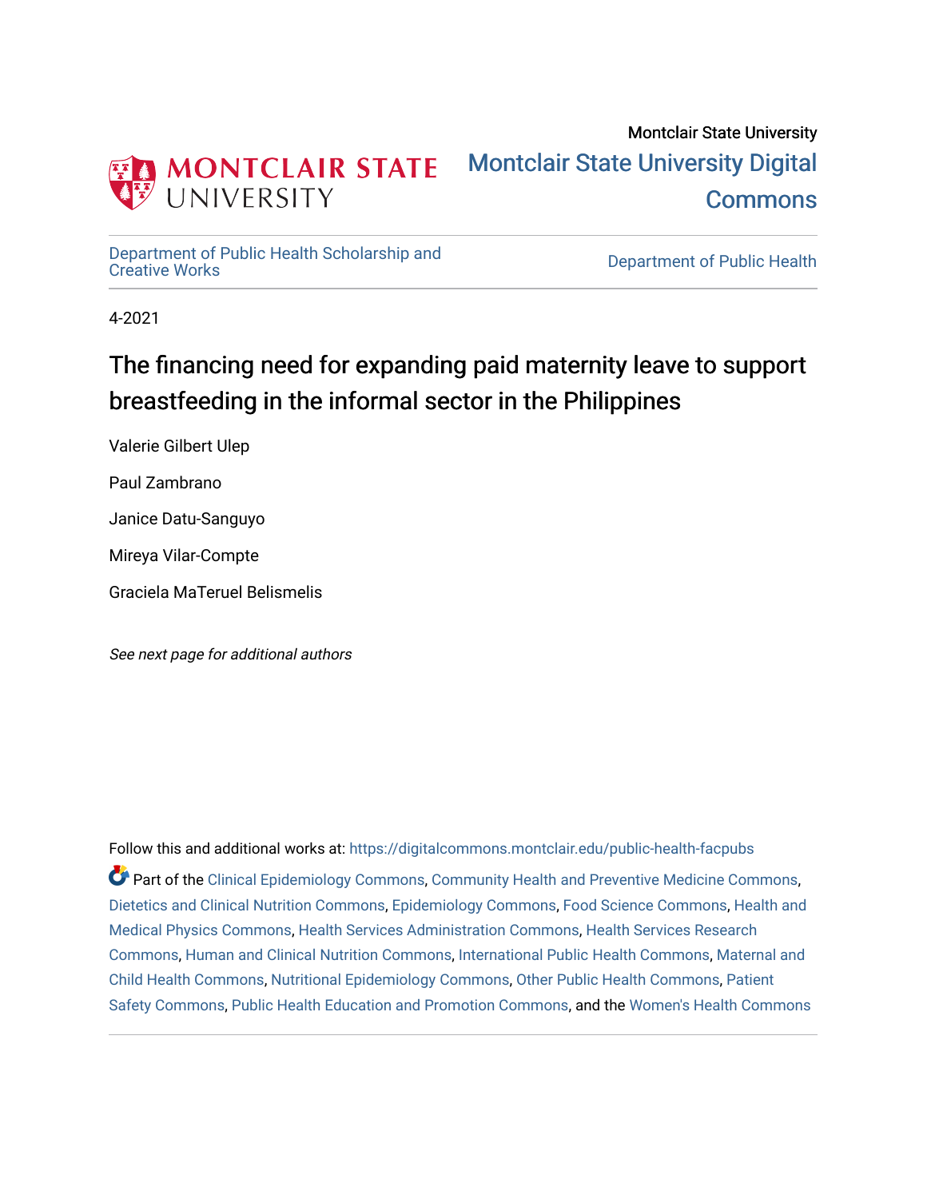Montclair State University

Montclair State University Digital Commons

Department of Public Health Scholarship and Creative Works

Department of Public Health

4-2021

# The financing need for expanding paid maternity leave to support breastfeeding in the informal sector in the Philippines

Valerie Gilbert Ulep

Paul Zambrano

Janice Datu-Sanguyo

Mireya Vilar-Compte

Graciela MaTeruel Belismelis

*See next page for additional authors*

Follow this and additional works at: https://digitalcommons.montclair.edu/public-health-facpubs

Part of the Clinical Epidemiology Commons, Community Health and Preventive Medicine Commons, Dietetics and Clinical Nutrition Commons, Epidemiology Commons, Food Science Commons, Health and Medical Physics Commons, Health Services Administration Commons, Health Services Research Commons, Human and Clinical Nutrition Commons, International Public Health Commons, Maternal and Child Health Commons, Nutritional Epidemiology Commons, Other Public Health Commons, Patient Safety Commons, Public Health Education and Promotion Commons, and the Women's Health Commons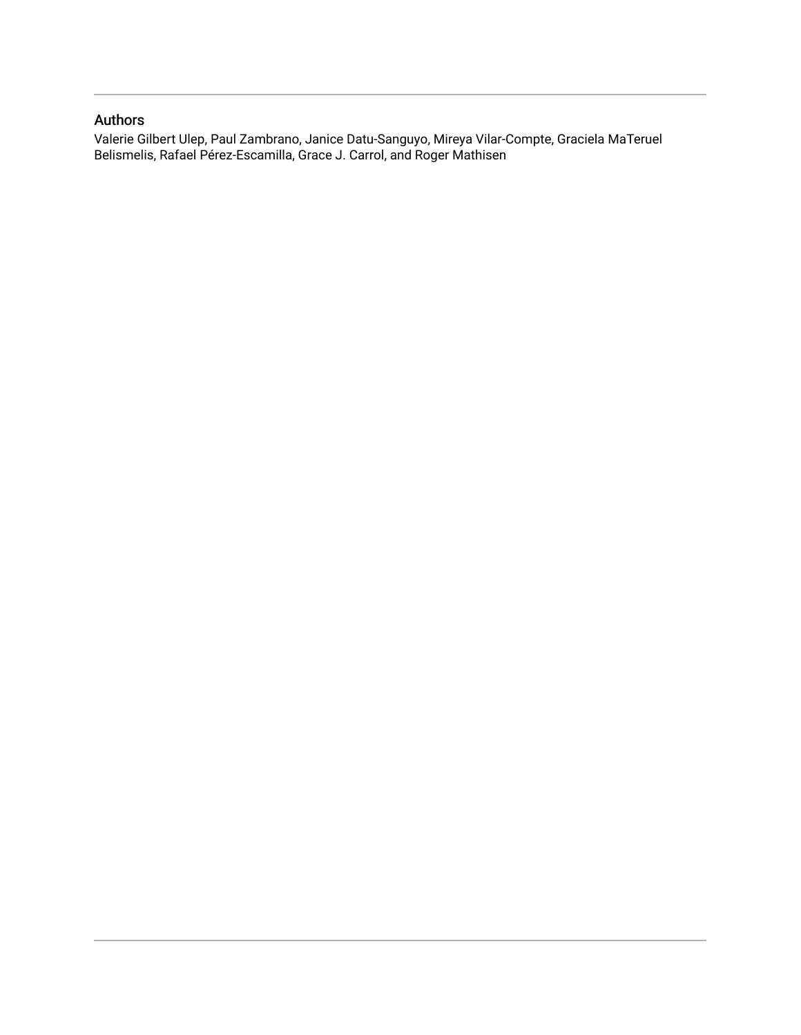## Authors

Valerie Gilbert Ulep, Paul Zambrano, Janice Datu-Sanguyo, Mireya Vilar-Compte, Graciela MaTeruel Belismelis, Rafael Pérez-Escamilla, Grace J. Carrol, and Roger Mathisen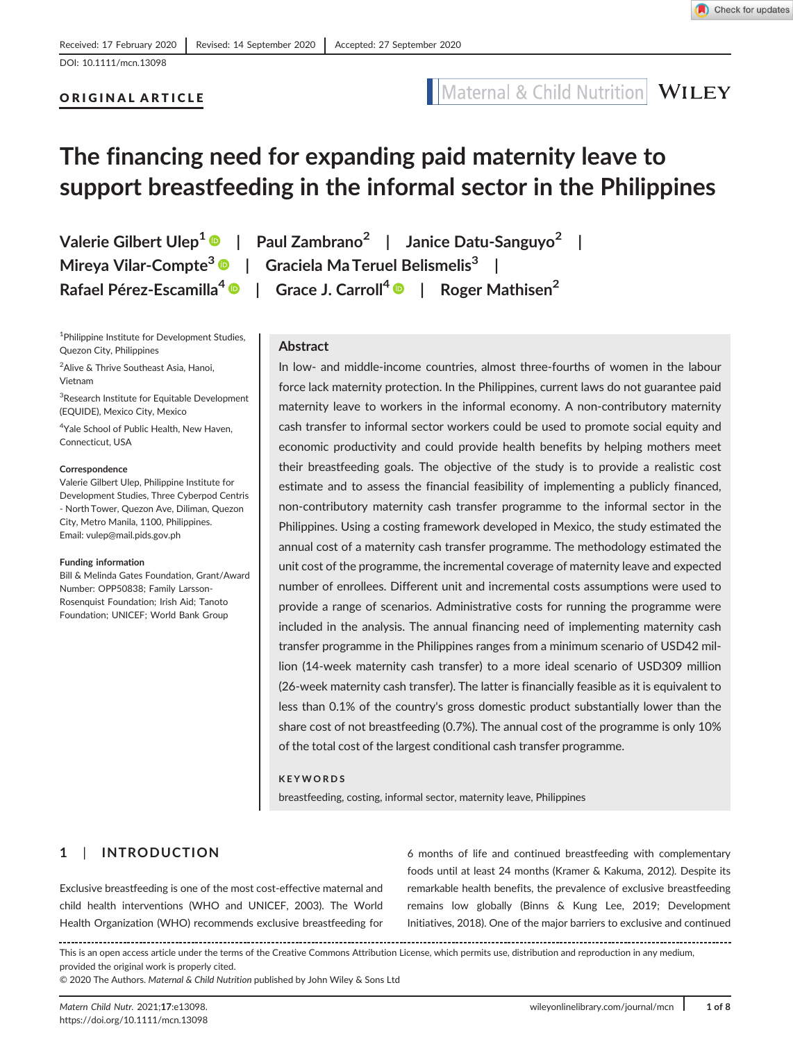Received: 17 February 2020 | Revised: 14 September 2020 | Accepted: 27 September 2020

DOI: 10.1111/mcn.13098

**ORIGINAL ARTICLE**

# The financing need for expanding paid maternity leave to support breastfeeding in the informal sector in the Philippines

Valerie Gilbert Ulep[1] | Paul Zambrano[2] | Janice Datu-Sanguyo[2] | Mireya Vilar-Compte[3] | Graciela Ma Teruel Belismelis[3] | Rafael Pérez-Escamilla[4] | Grace J. Carroll[4] | Roger Mathisen[2]

[1]Philippine Institute for Development Studies, Quezon City, Philippines

[2]Alive & Thrive Southeast Asia, Hanoi, Vietnam

[3]Research Institute for Equitable Development (EQUIDE), Mexico City, Mexico

[4]Yale School of Public Health, New Haven, Connecticut, USA

**Correspondence**
Valerie Gilbert Ulep, Philippine Institute for Development Studies, Three Cyberpod Centris - North Tower, Quezon Ave, Diliman, Quezon City, Metro Manila, 1100, Philippines.
Email: vulep@mail.pids.gov.ph

**Funding information**
Bill & Melinda Gates Foundation, Grant/Award Number: OPP50838; Family Larsson-Rosenquist Foundation; Irish Aid; Tanoto Foundation; UNICEF; World Bank Group

## Abstract

In low- and middle-income countries, almost three-fourths of women in the labour force lack maternity protection. In the Philippines, current laws do not guarantee paid maternity leave to workers in the informal economy. A non-contributory maternity cash transfer to informal sector workers could be used to promote social equity and economic productivity and could provide health benefits by helping mothers meet their breastfeeding goals. The objective of the study is to provide a realistic cost estimate and to assess the financial feasibility of implementing a publicly financed, non-contributory maternity cash transfer programme to the informal sector in the Philippines. Using a costing framework developed in Mexico, the study estimated the annual cost of a maternity cash transfer programme. The methodology estimated the unit cost of the programme, the incremental coverage of maternity leave and expected number of enrollees. Different unit and incremental costs assumptions were used to provide a range of scenarios. Administrative costs for running the programme were included in the analysis. The annual financing need of implementing maternity cash transfer programme in the Philippines ranges from a minimum scenario of USD42 million (14-week maternity cash transfer) to a more ideal scenario of USD309 million (26-week maternity cash transfer). The latter is financially feasible as it is equivalent to less than 0.1% of the country's gross domestic product substantially lower than the share cost of not breastfeeding (0.7%). The annual cost of the programme is only 10% of the total cost of the largest conditional cash transfer programme.

**KEYWORDS**

breastfeeding, costing, informal sector, maternity leave, Philippines

## 1 | INTRODUCTION

Exclusive breastfeeding is one of the most cost-effective maternal and child health interventions (WHO and UNICEF, 2003). The World Health Organization (WHO) recommends exclusive breastfeeding for 6 months of life and continued breastfeeding with complementary foods until at least 24 months (Kramer & Kakuma, 2012). Despite its remarkable health benefits, the prevalence of exclusive breastfeeding remains low globally (Binns & Kung Lee, 2019; Development Initiatives, 2018). One of the major barriers to exclusive and continued

This is an open access article under the terms of the Creative Commons Attribution License, which permits use, distribution and reproduction in any medium, provided the original work is properly cited.
© 2020 The Authors. *Maternal & Child Nutrition* published by John Wiley & Sons Ltd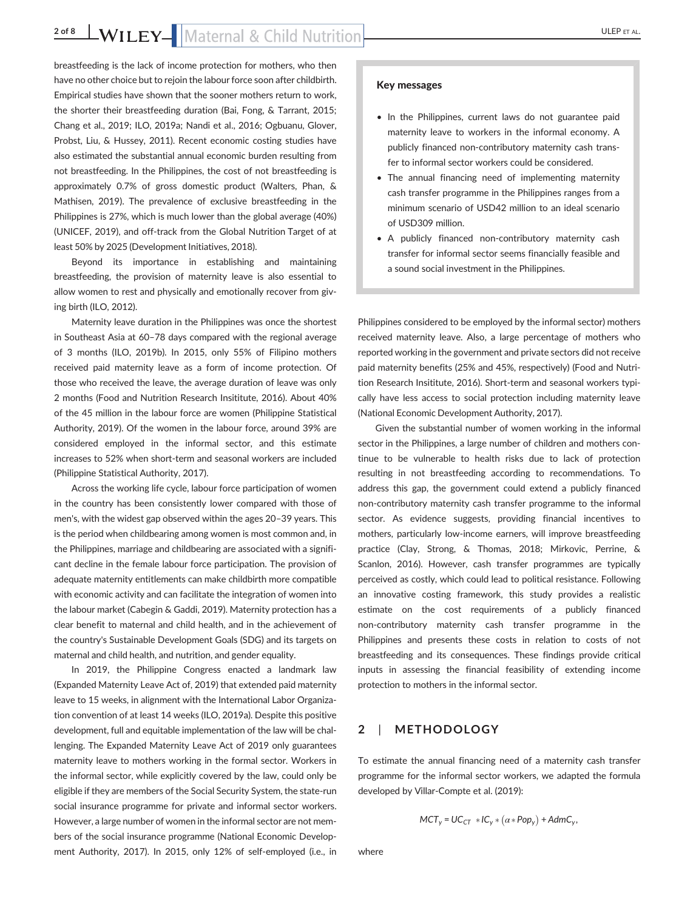breastfeeding is the lack of income protection for mothers, who then have no other choice but to rejoin the labour force soon after childbirth. Empirical studies have shown that the sooner mothers return to work, the shorter their breastfeeding duration (Bai, Fong, & Tarrant, 2015; Chang et al., 2019; ILO, 2019a; Nandi et al., 2016; Ogbuanu, Glover, Probst, Liu, & Hussey, 2011). Recent economic costing studies have also estimated the substantial annual economic burden resulting from not breastfeeding. In the Philippines, the cost of not breastfeeding is approximately 0.7% of gross domestic product (Walters, Phan, & Mathisen, 2019). The prevalence of exclusive breastfeeding in the Philippines is 27%, which is much lower than the global average (40%) (UNICEF, 2019), and off-track from the Global Nutrition Target of at least 50% by 2025 (Development Initiatives, 2018).

Beyond its importance in establishing and maintaining breastfeeding, the provision of maternity leave is also essential to allow women to rest and physically and emotionally recover from giving birth (ILO, 2012).

Maternity leave duration in the Philippines was once the shortest in Southeast Asia at 60–78 days compared with the regional average of 3 months (ILO, 2019b). In 2015, only 55% of Filipino mothers received paid maternity leave as a form of income protection. Of those who received the leave, the average duration of leave was only 2 months (Food and Nutrition Research Insititute, 2016). About 40% of the 45 million in the labour force are women (Philippine Statistical Authority, 2019). Of the women in the labour force, around 39% are considered employed in the informal sector, and this estimate increases to 52% when short-term and seasonal workers are included (Philippine Statistical Authority, 2017).

Across the working life cycle, labour force participation of women in the country has been consistently lower compared with those of men's, with the widest gap observed within the ages 20–39 years. This is the period when childbearing among women is most common and, in the Philippines, marriage and childbearing are associated with a significant decline in the female labour force participation. The provision of adequate maternity entitlements can make childbirth more compatible with economic activity and can facilitate the integration of women into the labour market (Cabegin & Gaddi, 2019). Maternity protection has a clear benefit to maternal and child health, and in the achievement of the country's Sustainable Development Goals (SDG) and its targets on maternal and child health, and nutrition, and gender equality.

In 2019, the Philippine Congress enacted a landmark law (Expanded Maternity Leave Act of, 2019) that extended paid maternity leave to 15 weeks, in alignment with the International Labor Organization convention of at least 14 weeks (ILO, 2019a). Despite this positive development, full and equitable implementation of the law will be challenging. The Expanded Maternity Leave Act of 2019 only guarantees maternity leave to mothers working in the formal sector. Workers in the informal sector, while explicitly covered by the law, could only be eligible if they are members of the Social Security System, the state-run social insurance programme for private and informal sector workers. However, a large number of women in the informal sector are not members of the social insurance programme (National Economic Development Authority, 2017). In 2015, only 12% of self-employed (i.e., in Philippines considered to be employed by the informal sector) mothers received maternity leave. Also, a large percentage of mothers who reported working in the government and private sectors did not receive paid maternity benefits (25% and 45%, respectively) (Food and Nutrition Research Insititute, 2016). Short-term and seasonal workers typically have less access to social protection including maternity leave (National Economic Development Authority, 2017).

> **Key messages**
>
> - In the Philippines, current laws do not guarantee paid maternity leave to workers in the informal economy. A publicly financed non-contributory maternity cash transfer to informal sector workers could be considered.
> - The annual financing need of implementing maternity cash transfer programme in the Philippines ranges from a minimum scenario of USD42 million to an ideal scenario of USD309 million.
> - A publicly financed non-contributory maternity cash transfer for informal sector seems financially feasible and a sound social investment in the Philippines.

Given the substantial number of women working in the informal sector in the Philippines, a large number of children and mothers continue to be vulnerable to health risks due to lack of protection resulting in not breastfeeding according to recommendations. To address this gap, the government could extend a publicly financed non-contributory maternity cash transfer programme to the informal sector. As evidence suggests, providing financial incentives to mothers, particularly low-income earners, will improve breastfeeding practice (Clay, Strong, & Thomas, 2018; Mirkovic, Perrine, & Scanlon, 2016). However, cash transfer programmes are typically perceived as costly, which could lead to political resistance. Following an innovative costing framework, this study provides a realistic estimate on the cost requirements of a publicly financed non-contributory maternity cash transfer programme in the Philippines and presents these costs in relation to costs of not breastfeeding and its consequences. These findings provide critical inputs in assessing the financial feasibility of extending income protection to mothers in the informal sector.

## 2 | METHODOLOGY

To estimate the annual financing need of a maternity cash transfer programme for the informal sector workers, we adapted the formula developed by Villar-Compte et al. (2019):

$$MCT_y = UC_{CT} * IC_y * (\alpha * Pop_y) + AdmC_y,$$

where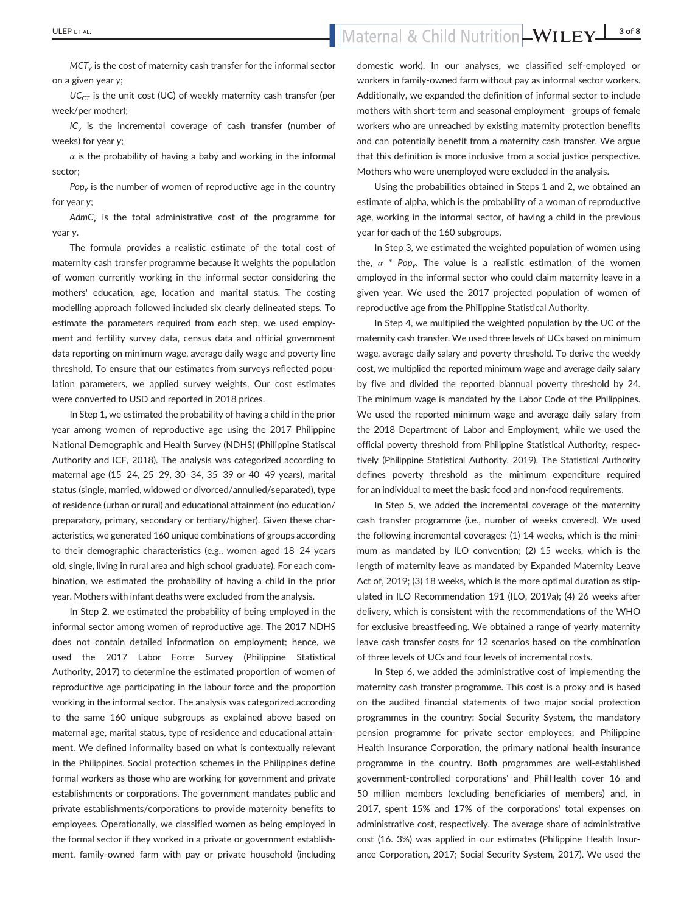$MCT_y$ is the cost of maternity cash transfer for the informal sector on a given year $y$;

$UC_{CT}$ is the unit cost (UC) of weekly maternity cash transfer (per week/per mother);

$IC_y$ is the incremental coverage of cash transfer (number of weeks) for year $y$;

$\alpha$ is the probability of having a baby and working in the informal sector;

$Pop_y$ is the number of women of reproductive age in the country for year $y$;

$AdmC_y$ is the total administrative cost of the programme for year $y$.

The formula provides a realistic estimate of the total cost of maternity cash transfer programme because it weights the population of women currently working in the informal sector considering the mothers' education, age, location and marital status. The costing modelling approach followed included six clearly delineated steps. To estimate the parameters required from each step, we used employment and fertility survey data, census data and official government data reporting on minimum wage, average daily wage and poverty line threshold. To ensure that our estimates from surveys reflected population parameters, we applied survey weights. Our cost estimates were converted to USD and reported in 2018 prices.

In Step 1, we estimated the probability of having a child in the prior year among women of reproductive age using the 2017 Philippine National Demographic and Health Survey (NDHS) (Philippine Statiscal Authority and ICF, 2018). The analysis was categorized according to maternal age (15–24, 25–29, 30–34, 35–39 or 40–49 years), marital status (single, married, widowed or divorced/annulled/separated), type of residence (urban or rural) and educational attainment (no education/preparatory, primary, secondary or tertiary/higher). Given these characteristics, we generated 160 unique combinations of groups according to their demographic characteristics (e.g., women aged 18–24 years old, single, living in rural area and high school graduate). For each combination, we estimated the probability of having a child in the prior year. Mothers with infant deaths were excluded from the analysis.

In Step 2, we estimated the probability of being employed in the informal sector among women of reproductive age. The 2017 NDHS does not contain detailed information on employment; hence, we used the 2017 Labor Force Survey (Philippine Statistical Authority, 2017) to determine the estimated proportion of women of reproductive age participating in the labour force and the proportion working in the informal sector. The analysis was categorized according to the same 160 unique subgroups as explained above based on maternal age, marital status, type of residence and educational attainment. We defined informality based on what is contextually relevant in the Philippines. Social protection schemes in the Philippines define formal workers as those who are working for government and private establishments or corporations. The government mandates public and private establishments/corporations to provide maternity benefits to employees. Operationally, we classified women as being employed in the formal sector if they worked in a private or government establishment, family-owned farm with pay or private household (including domestic work). In our analyses, we classified self-employed or workers in family-owned farm without pay as informal sector workers. Additionally, we expanded the definition of informal sector to include mothers with short-term and seasonal employment—groups of female workers who are unreached by existing maternity protection benefits and can potentially benefit from a maternity cash transfer. We argue that this definition is more inclusive from a social justice perspective. Mothers who were unemployed were excluded in the analysis.

Using the probabilities obtained in Steps 1 and 2, we obtained an estimate of alpha, which is the probability of a woman of reproductive age, working in the informal sector, of having a child in the previous year for each of the 160 subgroups.

In Step 3, we estimated the weighted population of women using the, $\alpha * Pop_y$. The value is a realistic estimation of the women employed in the informal sector who could claim maternity leave in a given year. We used the 2017 projected population of women of reproductive age from the Philippine Statistical Authority.

In Step 4, we multiplied the weighted population by the UC of the maternity cash transfer. We used three levels of UCs based on minimum wage, average daily salary and poverty threshold. To derive the weekly cost, we multiplied the reported minimum wage and average daily salary by five and divided the reported biannual poverty threshold by 24. The minimum wage is mandated by the Labor Code of the Philippines. We used the reported minimum wage and average daily salary from the 2018 Department of Labor and Employment, while we used the official poverty threshold from Philippine Statistical Authority, respectively (Philippine Statistical Authority, 2019). The Statistical Authority defines poverty threshold as the minimum expenditure required for an individual to meet the basic food and non-food requirements.

In Step 5, we added the incremental coverage of the maternity cash transfer programme (i.e., number of weeks covered). We used the following incremental coverages: (1) 14 weeks, which is the minimum as mandated by ILO convention; (2) 15 weeks, which is the length of maternity leave as mandated by Expanded Maternity Leave Act of, 2019; (3) 18 weeks, which is the more optimal duration as stipulated in ILO Recommendation 191 (ILO, 2019a); (4) 26 weeks after delivery, which is consistent with the recommendations of the WHO for exclusive breastfeeding. We obtained a range of yearly maternity leave cash transfer costs for 12 scenarios based on the combination of three levels of UCs and four levels of incremental costs.

In Step 6, we added the administrative cost of implementing the maternity cash transfer programme. This cost is a proxy and is based on the audited financial statements of two major social protection programmes in the country: Social Security System, the mandatory pension programme for private sector employees; and Philippine Health Insurance Corporation, the primary national health insurance programme in the country. Both programmes are well-established government-controlled corporations' and PhilHealth cover 16 and 50 million members (excluding beneficiaries of members) and, in 2017, spent 15% and 17% of the corporations' total expenses on administrative cost, respectively. The average share of administrative cost (16. 3%) was applied in our estimates (Philippine Health Insurance Corporation, 2017; Social Security System, 2017). We used the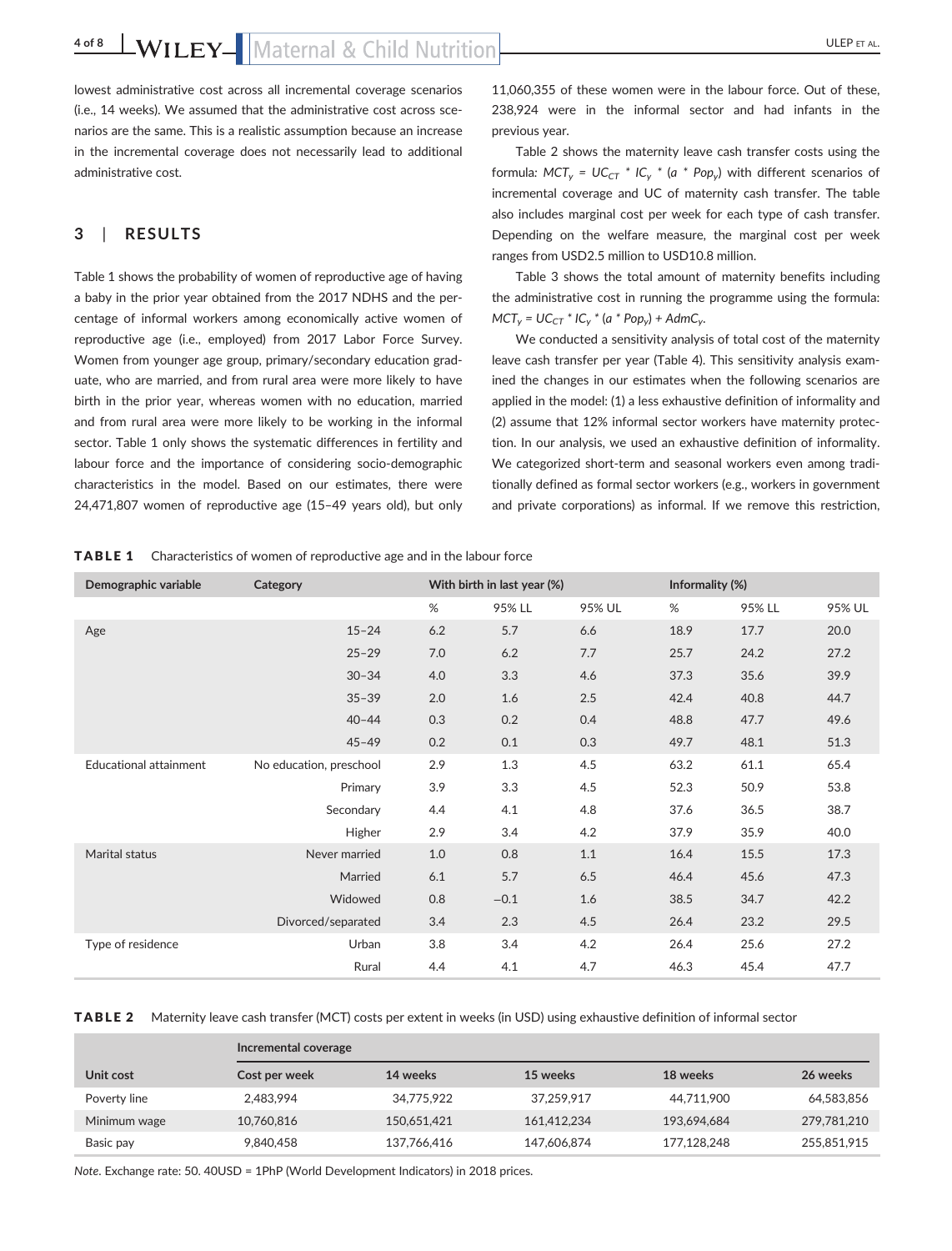lowest administrative cost across all incremental coverage scenarios (i.e., 14 weeks). We assumed that the administrative cost across scenarios are the same. This is a realistic assumption because an increase in the incremental coverage does not necessarily lead to additional administrative cost.

## 3 | RESULTS

Table 1 shows the probability of women of reproductive age of having a baby in the prior year obtained from the 2017 NDHS and the percentage of informal workers among economically active women of reproductive age (i.e., employed) from 2017 Labor Force Survey. Women from younger age group, primary/secondary education graduate, who are married, and from rural area were more likely to have birth in the prior year, whereas women with no education, married and from rural area were more likely to be working in the informal sector. Table 1 only shows the systematic differences in fertility and labour force and the importance of considering socio-demographic characteristics in the model. Based on our estimates, there were 24,471,807 women of reproductive age (15–49 years old), but only 11,060,355 of these women were in the labour force. Out of these, 238,924 were in the informal sector and had infants in the previous year.

Table 2 shows the maternity leave cash transfer costs using the formula: $MCT_y = UC_{CT} * IC_y * (a * Pop_y)$ with different scenarios of incremental coverage and UC of maternity cash transfer. The table also includes marginal cost per week for each type of cash transfer. Depending on the welfare measure, the marginal cost per week ranges from USD2.5 million to USD10.8 million.

Table 3 shows the total amount of maternity benefits including the administrative cost in running the programme using the formula: $MCT_y = UC_{CT} * IC_y * (a * Pop_y) + AdmC_y$.

We conducted a sensitivity analysis of total cost of the maternity leave cash transfer per year (Table 4). This sensitivity analysis examined the changes in our estimates when the following scenarios are applied in the model: (1) a less exhaustive definition of informality and (2) assume that 12% informal sector workers have maternity protection. In our analysis, we used an exhaustive definition of informality. We categorized short-term and seasonal workers even among traditionally defined as formal sector workers (e.g., workers in government and private corporations) as informal. If we remove this restriction,

**TABLE 1** Characteristics of women of reproductive age and in the labour force

| Demographic variable | Category | With birth in last year (%) | | | Informality (%) | | |
|---|---|---|---|---|---|---|---|
| | | % | 95% LL | 95% UL | % | 95% LL | 95% UL |
| Age | 15–24 | 6.2 | 5.7 | 6.6 | 18.9 | 17.7 | 20.0 |
| | 25–29 | 7.0 | 6.2 | 7.7 | 25.7 | 24.2 | 27.2 |
| | 30–34 | 4.0 | 3.3 | 4.6 | 37.3 | 35.6 | 39.9 |
| | 35–39 | 2.0 | 1.6 | 2.5 | 42.4 | 40.8 | 44.7 |
| | 40–44 | 0.3 | 0.2 | 0.4 | 48.8 | 47.7 | 49.6 |
| | 45–49 | 0.2 | 0.1 | 0.3 | 49.7 | 48.1 | 51.3 |
| Educational attainment | No education, preschool | 2.9 | 1.3 | 4.5 | 63.2 | 61.1 | 65.4 |
| | Primary | 3.9 | 3.3 | 4.5 | 52.3 | 50.9 | 53.8 |
| | Secondary | 4.4 | 4.1 | 4.8 | 37.6 | 36.5 | 38.7 |
| | Higher | 2.9 | 3.4 | 4.2 | 37.9 | 35.9 | 40.0 |
| Marital status | Never married | 1.0 | 0.8 | 1.1 | 16.4 | 15.5 | 17.3 |
| | Married | 6.1 | 5.7 | 6.5 | 46.4 | 45.6 | 47.3 |
| | Widowed | 0.8 | −0.1 | 1.6 | 38.5 | 34.7 | 42.2 |
| | Divorced/separated | 3.4 | 2.3 | 4.5 | 26.4 | 23.2 | 29.5 |
| Type of residence | Urban | 3.8 | 3.4 | 4.2 | 26.4 | 25.6 | 27.2 |
| | Rural | 4.4 | 4.1 | 4.7 | 46.3 | 45.4 | 47.7 |

**TABLE 2** Maternity leave cash transfer (MCT) costs per extent in weeks (in USD) using exhaustive definition of informal sector

| | Incremental coverage | | | | |
|---|---|---|---|---|---|
| Unit cost | Cost per week | 14 weeks | 15 weeks | 18 weeks | 26 weeks |
| Poverty line | 2,483,994 | 34,775,922 | 37,259,917 | 44,711,900 | 64,583,856 |
| Minimum wage | 10,760,816 | 150,651,421 | 161,412,234 | 193,694,684 | 279,781,210 |
| Basic pay | 9,840,458 | 137,766,416 | 147,606,874 | 177,128,248 | 255,851,915 |

*Note*. Exchange rate: 50. 40USD = 1PhP (World Development Indicators) in 2018 prices.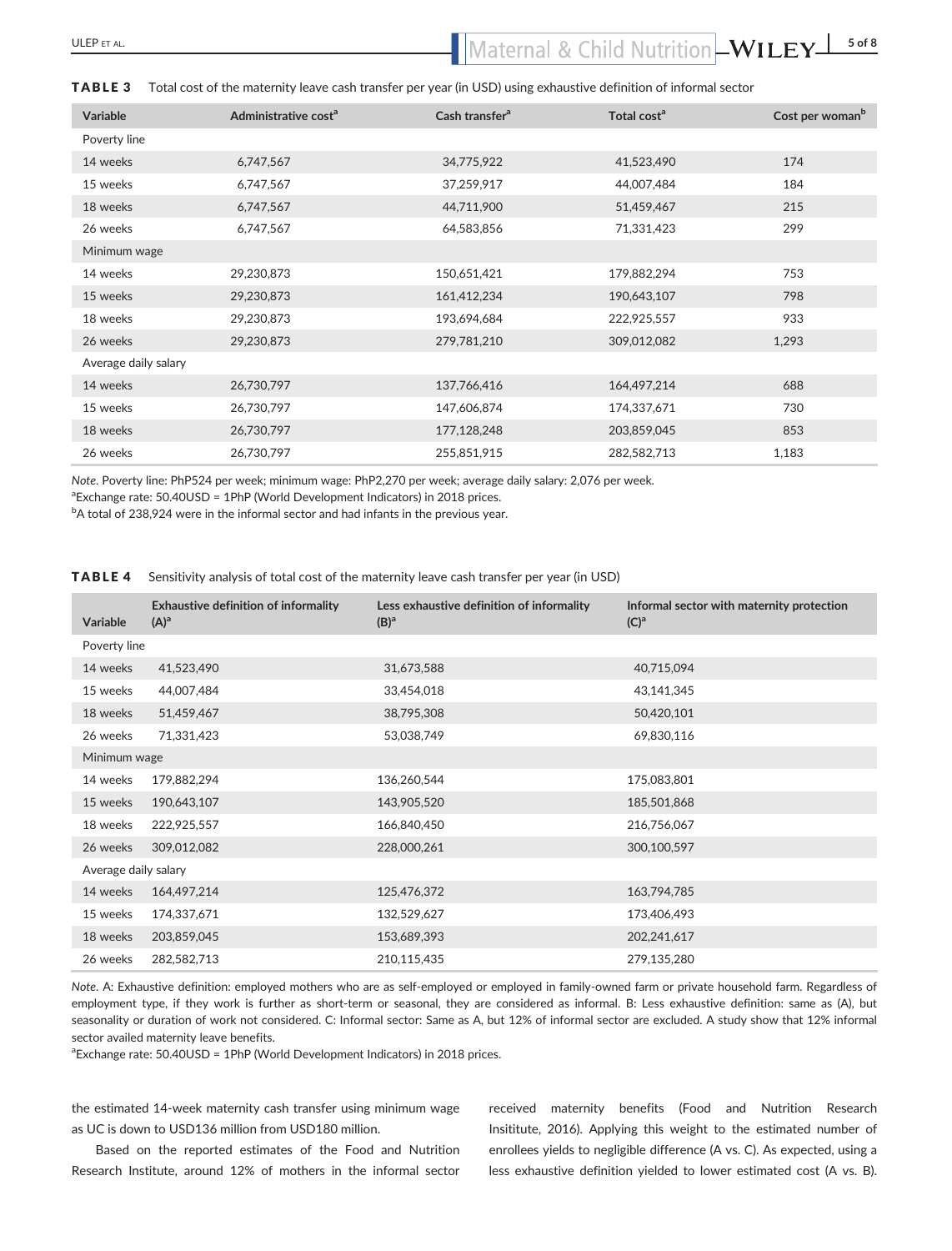**TABLE 3** Total cost of the maternity leave cash transfer per year (in USD) using exhaustive definition of informal sector

| Variable | Administrative cost[a] | Cash transfer[a] | Total cost[a] | Cost per woman[b] |
|---|---|---|---|---|
| Poverty line | | | | |
| 14 weeks | 6,747,567 | 34,775,922 | 41,523,490 | 174 |
| 15 weeks | 6,747,567 | 37,259,917 | 44,007,484 | 184 |
| 18 weeks | 6,747,567 | 44,711,900 | 51,459,467 | 215 |
| 26 weeks | 6,747,567 | 64,583,856 | 71,331,423 | 299 |
| Minimum wage | | | | |
| 14 weeks | 29,230,873 | 150,651,421 | 179,882,294 | 753 |
| 15 weeks | 29,230,873 | 161,412,234 | 190,643,107 | 798 |
| 18 weeks | 29,230,873 | 193,694,684 | 222,925,557 | 933 |
| 26 weeks | 29,230,873 | 279,781,210 | 309,012,082 | 1,293 |
| Average daily salary | | | | |
| 14 weeks | 26,730,797 | 137,766,416 | 164,497,214 | 688 |
| 15 weeks | 26,730,797 | 147,606,874 | 174,337,671 | 730 |
| 18 weeks | 26,730,797 | 177,128,248 | 203,859,045 | 853 |
| 26 weeks | 26,730,797 | 255,851,915 | 282,582,713 | 1,183 |

*Note*. Poverty line: PhP524 per week; minimum wage: PhP2,270 per week; average daily salary: 2,076 per week.
[a]Exchange rate: 50.40USD = 1PhP (World Development Indicators) in 2018 prices.
[b]A total of 238,924 were in the informal sector and had infants in the previous year.

**TABLE 4** Sensitivity analysis of total cost of the maternity leave cash transfer per year (in USD)

| Variable | Exhaustive definition of informality (A)[a] | Less exhaustive definition of informality (B)[a] | Informal sector with maternity protection (C)[a] |
|---|---|---|---|
| Poverty line | | | |
| 14 weeks | 41,523,490 | 31,673,588 | 40,715,094 |
| 15 weeks | 44,007,484 | 33,454,018 | 43,141,345 |
| 18 weeks | 51,459,467 | 38,795,308 | 50,420,101 |
| 26 weeks | 71,331,423 | 53,038,749 | 69,830,116 |
| Minimum wage | | | |
| 14 weeks | 179,882,294 | 136,260,544 | 175,083,801 |
| 15 weeks | 190,643,107 | 143,905,520 | 185,501,868 |
| 18 weeks | 222,925,557 | 166,840,450 | 216,756,067 |
| 26 weeks | 309,012,082 | 228,000,261 | 300,100,597 |
| Average daily salary | | | |
| 14 weeks | 164,497,214 | 125,476,372 | 163,794,785 |
| 15 weeks | 174,337,671 | 132,529,627 | 173,406,493 |
| 18 weeks | 203,859,045 | 153,689,393 | 202,241,617 |
| 26 weeks | 282,582,713 | 210,115,435 | 279,135,280 |

*Note*. A: Exhaustive definition: employed mothers who are as self-employed or employed in family-owned farm or private household farm. Regardless of employment type, if they work is further as short-term or seasonal, they are considered as informal. B: Less exhaustive definition: same as (A), but seasonality or duration of work not considered. C: Informal sector: Same as A, but 12% of informal sector are excluded. A study show that 12% informal sector availed maternity leave benefits.
[a]Exchange rate: 50.40USD = 1PhP (World Development Indicators) in 2018 prices.

the estimated 14-week maternity cash transfer using minimum wage as UC is down to USD136 million from USD180 million.

Based on the reported estimates of the Food and Nutrition Research Institute, around 12% of mothers in the informal sector received maternity benefits (Food and Nutrition Research Insititute, 2016). Applying this weight to the estimated number of enrollees yields to negligible difference (A vs. C). As expected, using a less exhaustive definition yielded to lower estimated cost (A vs. B).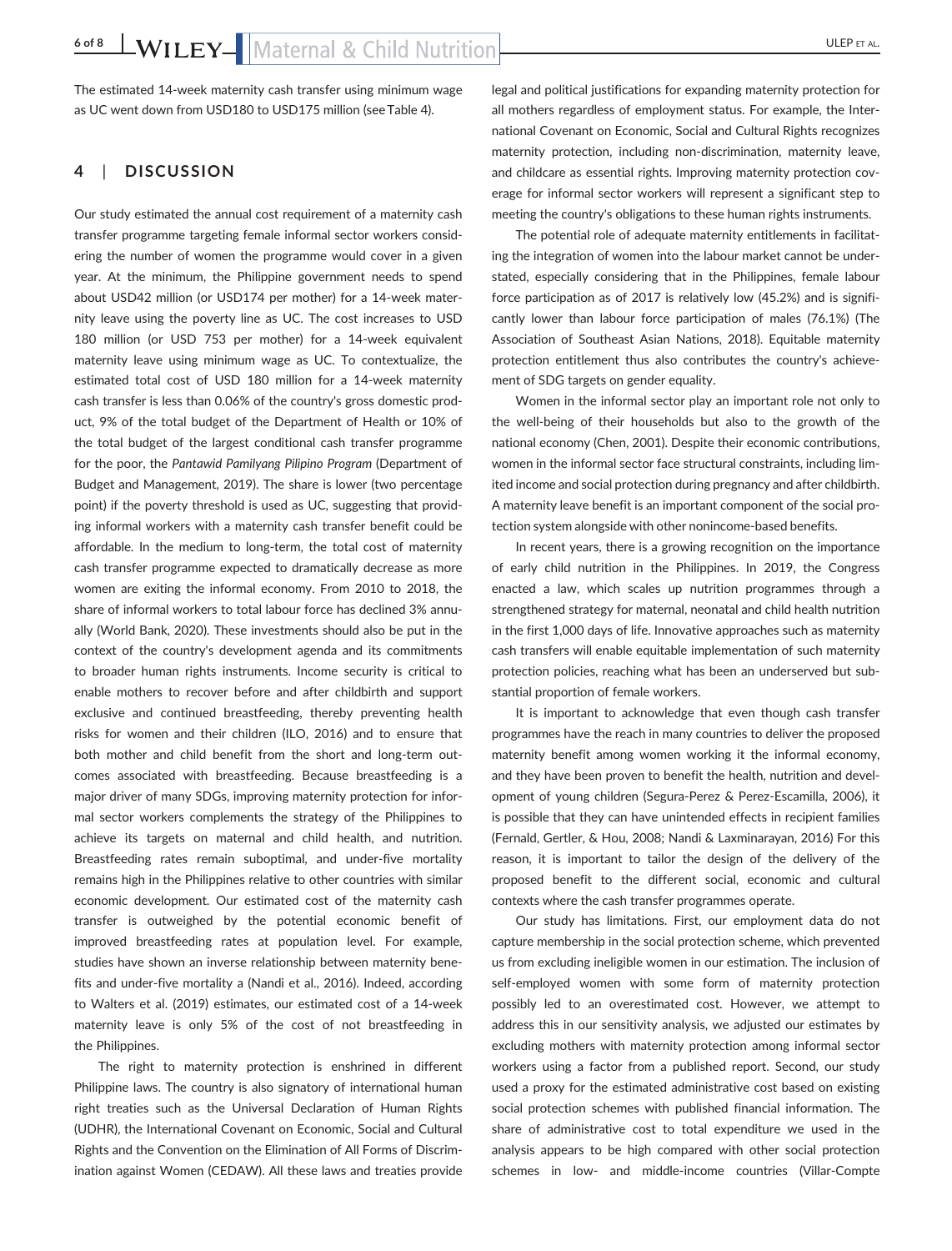The estimated 14-week maternity cash transfer using minimum wage as UC went down from USD180 to USD175 million (see Table 4).

## 4 | DISCUSSION

Our study estimated the annual cost requirement of a maternity cash transfer programme targeting female informal sector workers considering the number of women the programme would cover in a given year. At the minimum, the Philippine government needs to spend about USD42 million (or USD174 per mother) for a 14-week maternity leave using the poverty line as UC. The cost increases to USD 180 million (or USD 753 per mother) for a 14-week equivalent maternity leave using minimum wage as UC. To contextualize, the estimated total cost of USD 180 million for a 14-week maternity cash transfer is less than 0.06% of the country's gross domestic product, 9% of the total budget of the Department of Health or 10% of the total budget of the largest conditional cash transfer programme for the poor, the *Pantawid Pamilyang Pilipino Program* (Department of Budget and Management, 2019). The share is lower (two percentage point) if the poverty threshold is used as UC, suggesting that providing informal workers with a maternity cash transfer benefit could be affordable. In the medium to long-term, the total cost of maternity cash transfer programme expected to dramatically decrease as more women are exiting the informal economy. From 2010 to 2018, the share of informal workers to total labour force has declined 3% annually (World Bank, 2020). These investments should also be put in the context of the country's development agenda and its commitments to broader human rights instruments. Income security is critical to enable mothers to recover before and after childbirth and support exclusive and continued breastfeeding, thereby preventing health risks for women and their children (ILO, 2016) and to ensure that both mother and child benefit from the short and long-term outcomes associated with breastfeeding. Because breastfeeding is a major driver of many SDGs, improving maternity protection for informal sector workers complements the strategy of the Philippines to achieve its targets on maternal and child health, and nutrition. Breastfeeding rates remain suboptimal, and under-five mortality remains high in the Philippines relative to other countries with similar economic development. Our estimated cost of the maternity cash transfer is outweighed by the potential economic benefit of improved breastfeeding rates at population level. For example, studies have shown an inverse relationship between maternity benefits and under-five mortality a (Nandi et al., 2016). Indeed, according to Walters et al. (2019) estimates, our estimated cost of a 14-week maternity leave is only 5% of the cost of not breastfeeding in the Philippines.

The right to maternity protection is enshrined in different Philippine laws. The country is also signatory of international human right treaties such as the Universal Declaration of Human Rights (UDHR), the International Covenant on Economic, Social and Cultural Rights and the Convention on the Elimination of All Forms of Discrimination against Women (CEDAW). All these laws and treaties provide legal and political justifications for expanding maternity protection for all mothers regardless of employment status. For example, the International Covenant on Economic, Social and Cultural Rights recognizes maternity protection, including non-discrimination, maternity leave, and childcare as essential rights. Improving maternity protection coverage for informal sector workers will represent a significant step to meeting the country's obligations to these human rights instruments.

The potential role of adequate maternity entitlements in facilitating the integration of women into the labour market cannot be understated, especially considering that in the Philippines, female labour force participation as of 2017 is relatively low (45.2%) and is significantly lower than labour force participation of males (76.1%) (The Association of Southeast Asian Nations, 2018). Equitable maternity protection entitlement thus also contributes the country's achievement of SDG targets on gender equality.

Women in the informal sector play an important role not only to the well-being of their households but also to the growth of the national economy (Chen, 2001). Despite their economic contributions, women in the informal sector face structural constraints, including limited income and social protection during pregnancy and after childbirth. A maternity leave benefit is an important component of the social protection system alongside with other nonincome-based benefits.

In recent years, there is a growing recognition on the importance of early child nutrition in the Philippines. In 2019, the Congress enacted a law, which scales up nutrition programmes through a strengthened strategy for maternal, neonatal and child health nutrition in the first 1,000 days of life. Innovative approaches such as maternity cash transfers will enable equitable implementation of such maternity protection policies, reaching what has been an underserved but substantial proportion of female workers.

It is important to acknowledge that even though cash transfer programmes have the reach in many countries to deliver the proposed maternity benefit among women working it the informal economy, and they have been proven to benefit the health, nutrition and development of young children (Segura-Perez & Perez-Escamilla, 2006), it is possible that they can have unintended effects in recipient families (Fernald, Gertler, & Hou, 2008; Nandi & Laxminarayan, 2016) For this reason, it is important to tailor the design of the delivery of the proposed benefit to the different social, economic and cultural contexts where the cash transfer programmes operate.

Our study has limitations. First, our employment data do not capture membership in the social protection scheme, which prevented us from excluding ineligible women in our estimation. The inclusion of self-employed women with some form of maternity protection possibly led to an overestimated cost. However, we attempt to address this in our sensitivity analysis, we adjusted our estimates by excluding mothers with maternity protection among informal sector workers using a factor from a published report. Second, our study used a proxy for the estimated administrative cost based on existing social protection schemes with published financial information. The share of administrative cost to total expenditure we used in the analysis appears to be high compared with other social protection schemes in low- and middle-income countries (Villar-Compte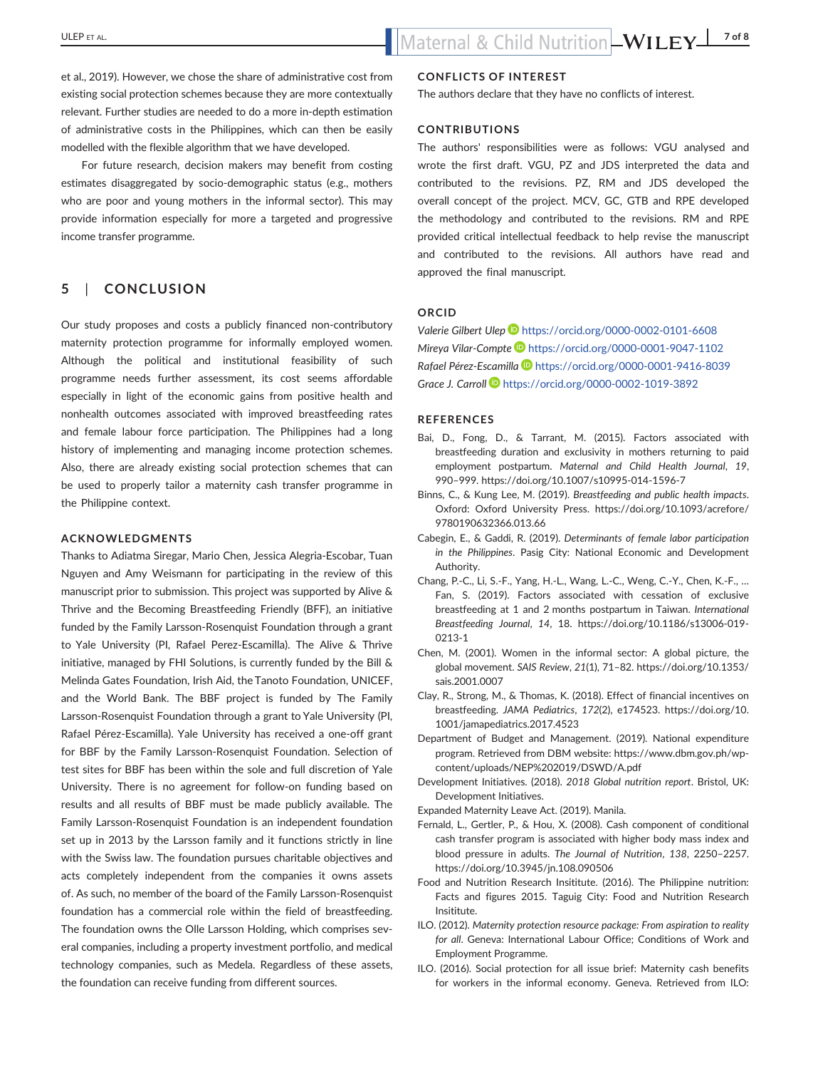et al., 2019). However, we chose the share of administrative cost from existing social protection schemes because they are more contextually relevant. Further studies are needed to do a more in-depth estimation of administrative costs in the Philippines, which can then be easily modelled with the flexible algorithm that we have developed.

For future research, decision makers may benefit from costing estimates disaggregated by socio-demographic status (e.g., mothers who are poor and young mothers in the informal sector). This may provide information especially for more a targeted and progressive income transfer programme.

## 5 | CONCLUSION

Our study proposes and costs a publicly financed non-contributory maternity protection programme for informally employed women. Although the political and institutional feasibility of such programme needs further assessment, its cost seems affordable especially in light of the economic gains from positive health and nonhealth outcomes associated with improved breastfeeding rates and female labour force participation. The Philippines had a long history of implementing and managing income protection schemes. Also, there are already existing social protection schemes that can be used to properly tailor a maternity cash transfer programme in the Philippine context.

### ACKNOWLEDGMENTS

Thanks to Adiatma Siregar, Mario Chen, Jessica Alegria-Escobar, Tuan Nguyen and Amy Weismann for participating in the review of this manuscript prior to submission. This project was supported by Alive & Thrive and the Becoming Breastfeeding Friendly (BFF), an initiative funded by the Family Larsson-Rosenquist Foundation through a grant to Yale University (PI, Rafael Perez-Escamilla). The Alive & Thrive initiative, managed by FHI Solutions, is currently funded by the Bill & Melinda Gates Foundation, Irish Aid, the Tanoto Foundation, UNICEF, and the World Bank. The BBF project is funded by The Family Larsson-Rosenquist Foundation through a grant to Yale University (PI, Rafael Pérez-Escamilla). Yale University has received a one-off grant for BBF by the Family Larsson-Rosenquist Foundation. Selection of test sites for BBF has been within the sole and full discretion of Yale University. There is no agreement for follow-on funding based on results and all results of BBF must be made publicly available. The Family Larsson-Rosenquist Foundation is an independent foundation set up in 2013 by the Larsson family and it functions strictly in line with the Swiss law. The foundation pursues charitable objectives and acts completely independent from the companies it owns assets of. As such, no member of the board of the Family Larsson-Rosenquist foundation has a commercial role within the field of breastfeeding. The foundation owns the Olle Larsson Holding, which comprises several companies, including a property investment portfolio, and medical technology companies, such as Medela. Regardless of these assets, the foundation can receive funding from different sources.

### CONFLICTS OF INTEREST

The authors declare that they have no conflicts of interest.

### CONTRIBUTIONS

The authors' responsibilities were as follows: VGU analysed and wrote the first draft. VGU, PZ and JDS interpreted the data and contributed to the revisions. PZ, RM and JDS developed the overall concept of the project. MCV, GC, GTB and RPE developed the methodology and contributed to the revisions. RM and RPE provided critical intellectual feedback to help revise the manuscript and contributed to the revisions. All authors have read and approved the final manuscript.

### ORCID

*Valerie Gilbert Ulep* https://orcid.org/0000-0002-0101-6608
*Mireya Vilar-Compte* https://orcid.org/0000-0001-9047-1102
*Rafael Pérez-Escamilla* https://orcid.org/0000-0001-9416-8039
*Grace J. Carroll* https://orcid.org/0000-0002-1019-3892

### REFERENCES

Bai, D., Fong, D., & Tarrant, M. (2015). Factors associated with breastfeeding duration and exclusivity in mothers returning to paid employment postpartum. *Maternal and Child Health Journal*, *19*, 990–999. https://doi.org/10.1007/s10995-014-1596-7

Binns, C., & Kung Lee, M. (2019). *Breastfeeding and public health impacts*. Oxford: Oxford University Press. https://doi.org/10.1093/acrefore/9780190632366.013.66

Cabegin, E., & Gaddi, R. (2019). *Determinants of female labor participation in the Philippines*. Pasig City: National Economic and Development Authority.

Chang, P.-C., Li, S.-F., Yang, H.-L., Wang, L.-C., Weng, C.-Y., Chen, K.-F., … Fan, S. (2019). Factors associated with cessation of exclusive breastfeeding at 1 and 2 months postpartum in Taiwan. *International Breastfeeding Journal*, *14*, 18. https://doi.org/10.1186/s13006-019-0213-1

Chen, M. (2001). Women in the informal sector: A global picture, the global movement. *SAIS Review*, *21*(1), 71–82. https://doi.org/10.1353/sais.2001.0007

Clay, R., Strong, M., & Thomas, K. (2018). Effect of financial incentives on breastfeeding. *JAMA Pediatrics*, *172*(2), e174523. https://doi.org/10.1001/jamapediatrics.2017.4523

Department of Budget and Management. (2019). National expenditure program. Retrieved from DBM website: https://www.dbm.gov.ph/wp-content/uploads/NEP%202019/DSWD/A.pdf

Development Initiatives. (2018). *2018 Global nutrition report*. Bristol, UK: Development Initiatives.

Expanded Maternity Leave Act. (2019). Manila.

Fernald, L., Gertler, P., & Hou, X. (2008). Cash component of conditional cash transfer program is associated with higher body mass index and blood pressure in adults. *The Journal of Nutrition*, *138*, 2250–2257. https://doi.org/10.3945/jn.108.090506

Food and Nutrition Research Insititute. (2016). The Philippine nutrition: Facts and figures 2015. Taguig City: Food and Nutrition Research Insititute.

ILO. (2012). *Maternity protection resource package: From aspiration to reality for all*. Geneva: International Labour Office; Conditions of Work and Employment Programme.

ILO. (2016). Social protection for all issue brief: Maternity cash benefits for workers in the informal economy. Geneva. Retrieved from ILO: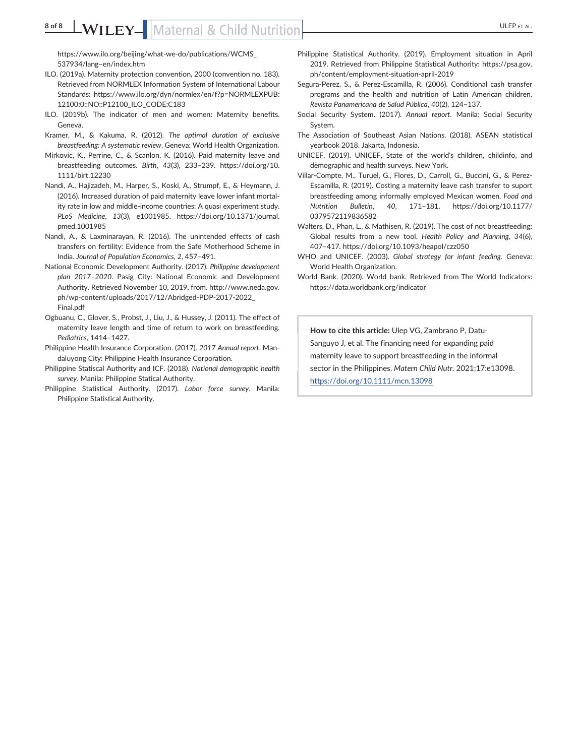https://www.ilo.org/beijing/what-we-do/publications/WCMS_537934/lang–en/index.htm

ILO. (2019a). Maternity protection convention, 2000 (convention no. 183). Retrieved from NORMLEX Information System of International Labour Standards: https://www.ilo.org/dyn/normlex/en/f?p=NORMLEXPUB:12100:0::NO::P12100_ILO_CODE:C183

ILO. (2019b). The indicator of men and women: Maternity benefits. Geneva.

Kramer, M., & Kakuma, R. (2012). *The optimal duration of exclusive breastfeeding: A systematic review*. Geneva: World Health Organization.

Mirkovic, K., Perrine, C., & Scanlon, K. (2016). Paid maternity leave and breastfeeding outcomes. *Birth*, *43*(3), 233–239. https://doi.org/10.1111/birt.12230

Nandi, A., Hajizadeh, M., Harper, S., Koski, A., Strumpf, E., & Heymann, J. (2016). Increased duration of paid maternity leave lower infant mortality rate in low and middle-income countries: A quasi experiment study. *PLoS Medicine*, *13*(3), e1001985. https://doi.org/10.1371/journal.pmed.1001985

Nandi, A., & Laxminarayan, R. (2016). The unintended effects of cash transfers on fertility: Evidence from the Safe Motherhood Scheme in India. *Journal of Population Economics*, *2*, 457–491.

National Economic Development Authority. (2017). *Philippine development plan 2017–2020*. Pasig City: National Economic and Development Authority. Retrieved November 10, 2019, from. http://www.neda.gov.ph/wp-content/uploads/2017/12/Abridged-PDP-2017-2022_Final.pdf

Ogbuanu, C., Glover, S., Probst, J., Liu, J., & Hussey, J. (2011). The effect of maternity leave length and time of return to work on breastfeeding. *Pediatrics*, 1414–1427.

Philippine Health Insurance Corporation. (2017). *2017 Annual report*. Mandaluyong City: Philippine Health Insurance Corporation.

Philippine Statiscal Authority and ICF. (2018). *National demographic health survey*. Manila: Philippine Statical Authority.

Philippine Statistical Authority. (2017). *Labor force survey*. Manila: Philippine Statistical Authority.

Philippine Statistical Authority. (2019). Employment situation in April 2019. Retrieved from Philippine Statistical Authority: https://psa.gov.ph/content/employment-situation-april-2019

Segura-Perez, S., & Perez-Escamilla, R. (2006). Conditional cash transfer programs and the health and nutrition of Latin American children. *Revista Panamericana de Salud Pública*, *40*(2), 124–137.

Social Security System. (2017). *Annual report*. Manila: Social Security System.

The Association of Southeast Asian Nations. (2018). ASEAN statistical yearbook 2018. Jakarta, Indonesia.

UNICEF. (2019). UNICEF, State of the world's children, childinfo, and demographic and health surveys. New York.

Villar-Compte, M., Turuel, G., Flores, D., Carroll, G., Buccini, G., & Perez-Escamilla, R. (2019). Costing a maternity leave cash transfer to suport breastfeeding among informally employed Mexican women. *Food and Nutrition Bulletin*, *40*, 171–181. https://doi.org/10.1177/0379572119836582

Walters, D., Phan, L., & Mathisen, R. (2019). The cost of not breastfeeding: Global results from a new tool. *Health Policy and Planning*, *34*(6), 407–417. https://doi.org/10.1093/heapol/czz050

WHO and UNICEF. (2003). *Global strategy for infant feeding*. Geneva: World Health Organization.

World Bank. (2020). World bank. Retrieved from The World Indicators: https://data.worldbank.org/indicator

**How to cite this article:** Ulep VG, Zambrano P, Datu-Sanguyo J, et al. The financing need for expanding paid maternity leave to support breastfeeding in the informal sector in the Philippines. *Matern Child Nutr*. 2021;17:e13098. https://doi.org/10.1111/mcn.13098